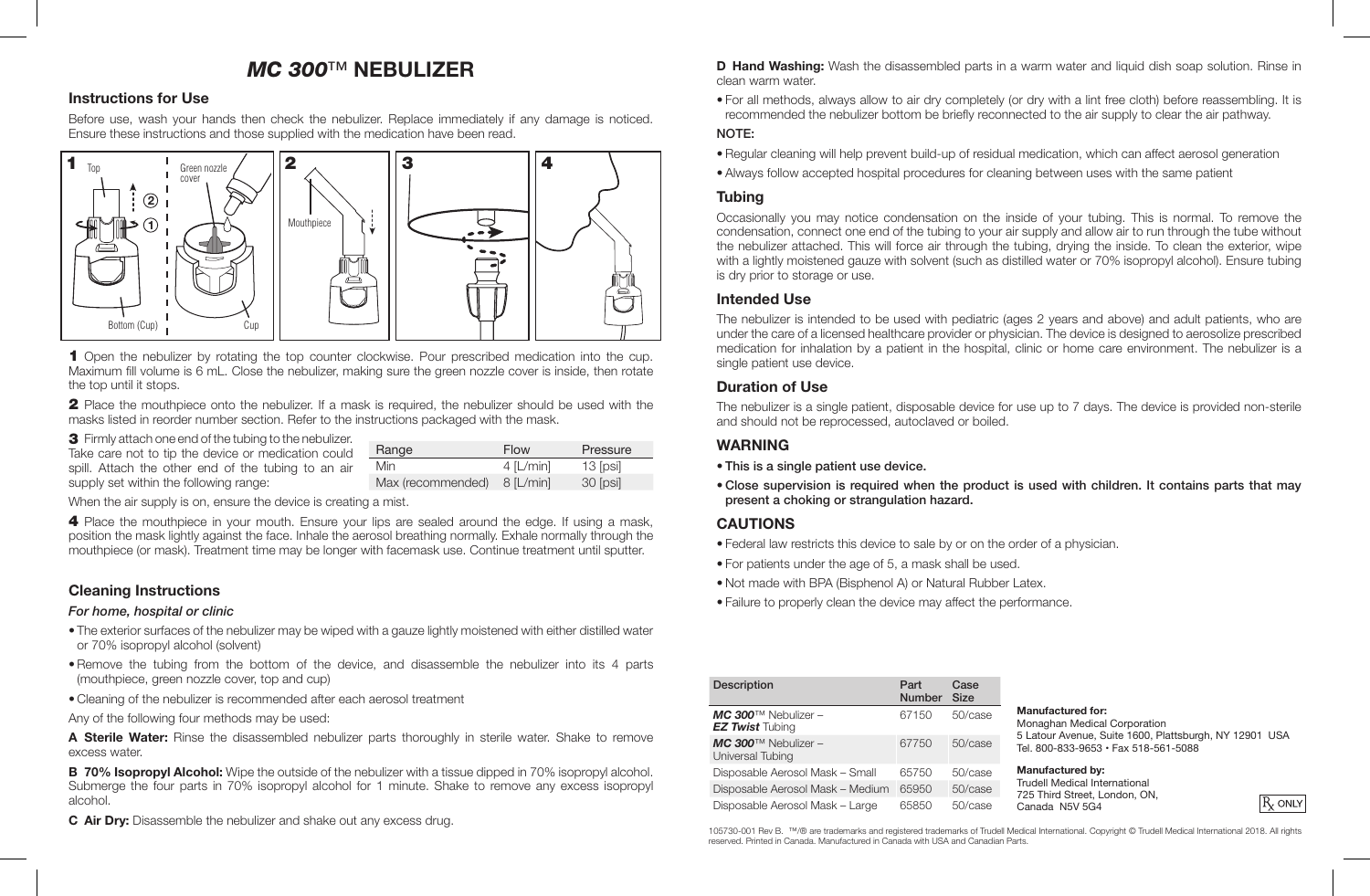# *MC 300*™ NEBULIZER

## Instructions for Use

Before use, wash your hands then check the nebulizer. Replace immediately if any damage is noticed. Ensure these instructions and those supplied with the medication have been read.

**1** Open the nebulizer by rotating the top counter clockwise. Pour prescribed medication into the cup. Maximum fill volume is 6 mL. Close the nebulizer, making sure the green nozzle cover is inside, then rotate the top until it stops.

**2** Place the mouthpiece onto the nebulizer. If a mask is required, the nebulizer should be used with the masks listed in reorder number section. Refer to the instructions packaged with the mask.

**3** Firmly attach one end of the tubing to the nebulizer. Take care not to tip the device or medication could spill. Attach the other end of the tubing to an air supply set within the following range:

| Range | Flow | Pressure |
|---|---|---|
| Min | 4 [L/min] | 13 [psi] |
| Max (recommended) | 8 [L/min] | 30 [psi] |

When the air supply is on, ensure the device is creating a mist.

**4** Place the mouthpiece in your mouth. Ensure your lips are sealed around the edge. If using a mask, position the mask lightly against the face. Inhale the aerosol breathing normally. Exhale normally through the mouthpiece (or mask). Treatment time may be longer with facemask use. Continue treatment until sputter.

## Cleaning Instructions

### *For home, hospital or clinic*

- The exterior surfaces of the nebulizer may be wiped with a gauze lightly moistened with either distilled water or 70% isopropyl alcohol (solvent)
- Remove the tubing from the bottom of the device, and disassemble the nebulizer into its 4 parts (mouthpiece, green nozzle cover, top and cup)
- Cleaning of the nebulizer is recommended after each aerosol treatment

Any of the following four methods may be used:

**A Sterile Water:** Rinse the disassembled nebulizer parts thoroughly in sterile water. Shake to remove excess water.

**B 70% Isopropyl Alcohol:** Wipe the outside of the nebulizer with a tissue dipped in 70% isopropyl alcohol. Submerge the four parts in 70% isopropyl alcohol for 1 minute. Shake to remove any excess isopropyl alcohol.

**C Air Dry:** Disassemble the nebulizer and shake out any excess drug.

**D Hand Washing:** Wash the disassembled parts in a warm water and liquid dish soap solution. Rinse in clean warm water.

- For all methods, always allow to air dry completely (or dry with a lint free cloth) before reassembling. It is recommended the nebulizer bottom be briefly reconnected to the air supply to clear the air pathway.

**NOTE:**

- Regular cleaning will help prevent build-up of residual medication, which can affect aerosol generation
- Always follow accepted hospital procedures for cleaning between uses with the same patient

## Tubing

Occasionally you may notice condensation on the inside of your tubing. This is normal. To remove the condensation, connect one end of the tubing to your air supply and allow air to run through the tube without the nebulizer attached. This will force air through the tubing, drying the inside. To clean the exterior, wipe with a lightly moistened gauze with solvent (such as distilled water or 70% isopropyl alcohol). Ensure tubing is dry prior to storage or use.

## Intended Use

The nebulizer is intended to be used with pediatric (ages 2 years and above) and adult patients, who are under the care of a licensed healthcare provider or physician. The device is designed to aerosolize prescribed medication for inhalation by a patient in the hospital, clinic or home care environment. The nebulizer is a single patient use device.

## Duration of Use

The nebulizer is a single patient, disposable device for use up to 7 days. The device is provided non-sterile and should not be reprocessed, autoclaved or boiled.

## WARNING

- **This is a single patient use device.**
- **Close supervision is required when the product is used with children. It contains parts that may present a choking or strangulation hazard.**

## CAUTIONS

- Federal law restricts this device to sale by or on the order of a physician.
- For patients under the age of 5, a mask shall be used.
- Not made with BPA (Bisphenol A) or Natural Rubber Latex.
- Failure to properly clean the device may affect the performance.

| Description | Part Number | Case Size |
|---|---|---|
| *MC 300*™ Nebulizer – *EZ Twist* Tubing | 67150 | 50/case |
| *MC 300*™ Nebulizer – Universal Tubing | 67750 | 50/case |
| Disposable Aerosol Mask – Small | 65750 | 50/case |
| Disposable Aerosol Mask – Medium | 65950 | 50/case |
| Disposable Aerosol Mask – Large | 65850 | 50/case |

**Manufactured for:**
Monaghan Medical Corporation
5 Latour Avenue, Suite 1600, Plattsburgh, NY 12901 USA
Tel. 800-833-9653 • Fax 518-561-5088

**Manufactured by:**
Trudell Medical International
725 Third Street, London, ON,
Canada N5V 5G4

Rx ONLY

105730-001 Rev B. ™/® are trademarks and registered trademarks of Trudell Medical International. Copyright © Trudell Medical International 2018. All rights reserved. Printed in Canada. Manufactured in Canada with USA and Canadian Parts.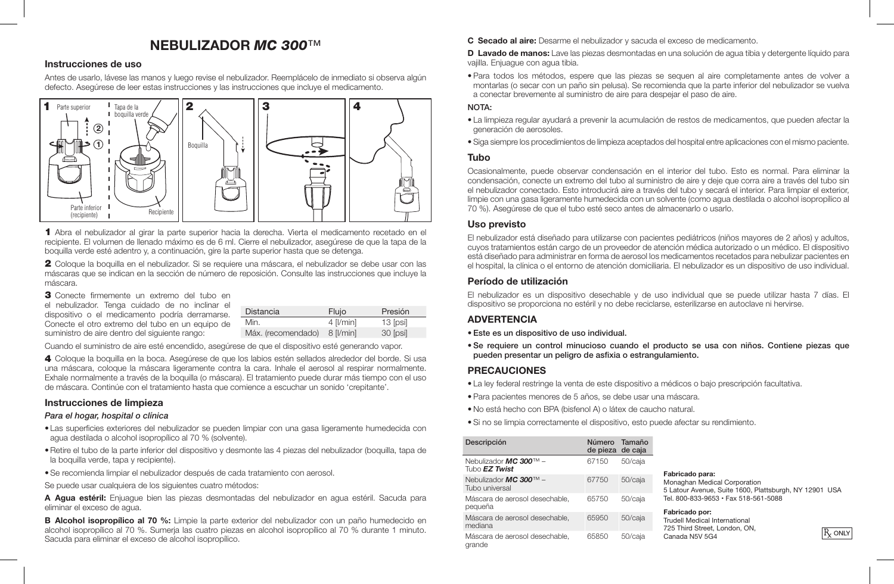# NEBULIZADOR *MC 300*™

## Instrucciones de uso

Antes de usarlo, lávese las manos y luego revise el nebulizador. Reemplácelo de inmediato si observa algún defecto. Asegúrese de leer estas instrucciones y las instrucciones que incluye el medicamento.

1 Parte superior
Tapa de la boquilla verde
2
1
Parte inferior (recipiente)
Recipiente

2
Boquilla

3

4

**1** Abra el nebulizador al girar la parte superior hacia la derecha. Vierta el medicamento recetado en el recipiente. El volumen de llenado máximo es de 6 ml. Cierre el nebulizador, asegúrese de que la tapa de la boquilla verde esté adentro y, a continuación, gire la parte superior hasta que se detenga.

**2** Coloque la boquilla en el nebulizador. Si se requiere una máscara, el nebulizador se debe usar con las máscaras que se indican en la sección de número de reposición. Consulte las instrucciones que incluye la máscara.

**3** Conecte firmemente un extremo del tubo en el nebulizador. Tenga cuidado de no inclinar el dispositivo o el medicamento podría derramarse. Conecte el otro extremo del tubo en un equipo de suministro de aire dentro del siguiente rango:

| Distancia | Flujo | Presión |
|---|---|---|
| Mín. | 4 [l/min] | 13 [psi] |
| Máx. (recomendado) | 8 [l/min] | 30 [psi] |

Cuando el suministro de aire esté encendido, asegúrese de que el dispositivo esté generando vapor.

**4** Coloque la boquilla en la boca. Asegúrese de que los labios estén sellados alrededor del borde. Si usa una máscara, coloque la máscara ligeramente contra la cara. Inhale el aerosol al respirar normalmente. Exhale normalmente a través de la boquilla (o máscara). El tratamiento puede durar más tiempo con el uso de máscara. Continúe con el tratamiento hasta que comience a escuchar un sonido 'crepitante'.

## Instrucciones de limpieza

### *Para el hogar, hospital o clínica*

- Las superficies exteriores del nebulizador se pueden limpiar con una gasa ligeramente humedecida con agua destilada o alcohol isopropílico al 70 % (solvente).
- Retire el tubo de la parte inferior del dispositivo y desmonte las 4 piezas del nebulizador (boquilla, tapa de la boquilla verde, tapa y recipiente).
- Se recomienda limpiar el nebulizador después de cada tratamiento con aerosol.

Se puede usar cualquiera de los siguientes cuatro métodos:

**A Agua estéril:** Enjuague bien las piezas desmontadas del nebulizador en agua estéril. Sacuda para eliminar el exceso de agua.

**B Alcohol isopropílico al 70 %:** Limpie la parte exterior del nebulizador con un paño humedecido en alcohol isopropílico al 70 %. Sumerja las cuatro piezas en alcohol isopropílico al 70 % durante 1 minuto. Sacuda para eliminar el exceso de alcohol isopropílico.

**C Secado al aire:** Desarme el nebulizador y sacuda el exceso de medicamento.

**D Lavado de manos:** Lave las piezas desmontadas en una solución de agua tibia y detergente líquido para vajilla. Enjuague con agua tibia.

- Para todos los métodos, espere que las piezas se sequen al aire completamente antes de volver a montarlas (o secar con un paño sin pelusa). Se recomienda que la parte inferior del nebulizador se vuelva a conectar brevemente al suministro de aire para despejar el paso de aire.

**NOTA:**

- La limpieza regular ayudará a prevenir la acumulación de restos de medicamentos, que pueden afectar la generación de aerosoles.
- Siga siempre los procedimientos de limpieza aceptados del hospital entre aplicaciones con el mismo paciente.

## Tubo

Ocasionalmente, puede observar condensación en el interior del tubo. Esto es normal. Para eliminar la condensación, conecte un extremo del tubo al suministro de aire y deje que corra aire a través del tubo sin el nebulizador conectado. Esto introducirá aire a través del tubo y secará el interior. Para limpiar el exterior, limpie con una gasa ligeramente humedecida con un solvente (como agua destilada o alcohol isopropílico al 70 %). Asegúrese de que el tubo esté seco antes de almacenarlo o usarlo.

## Uso previsto

El nebulizador está diseñado para utilizarse con pacientes pediátricos (niños mayores de 2 años) y adultos, cuyos tratamientos están cargo de un proveedor de atención médica autorizado o un médico. El dispositivo está diseñado para administrar en forma de aerosol los medicamentos recetados para nebulizar pacientes en el hospital, la clínica o el entorno de atención domiciliaria. El nebulizador es un dispositivo de uso individual.

## Período de utilización

El nebulizador es un dispositivo desechable y de uso individual que se puede utilizar hasta 7 días. El dispositivo se proporciona no estéril y no debe reciclarse, esterilizarse en autoclave ni hervirse.

## ADVERTENCIA

- **Este es un dispositivo de uso individual.**
- **Se requiere un control minucioso cuando el producto se usa con niños. Contiene piezas que pueden presentar un peligro de asfixia o estrangulamiento.**

## PRECAUCIONES

- La ley federal restringe la venta de este dispositivo a médicos o bajo prescripción facultativa.
- Para pacientes menores de 5 años, se debe usar una máscara.
- No está hecho con BPA (bisfenol A) o látex de caucho natural.
- Si no se limpia correctamente el dispositivo, esto puede afectar su rendimiento.

| Descripción | Número de pieza | Tamaño de caja |
|---|---|---|
| Nebulizador ***MC 300***™ – Tubo ***EZ Twist*** | 67150 | 50/caja |
| Nebulizador ***MC 300***™ – Tubo universal | 67750 | 50/caja |
| Máscara de aerosol desechable, pequeña | 65750 | 50/caja |
| Máscara de aerosol desechable, mediana | 65950 | 50/caja |
| Máscara de aerosol desechable, grande | 65850 | 50/caja |

**Fabricado para:**
Monaghan Medical Corporation
5 Latour Avenue, Suite 1600, Plattsburgh, NY 12901 USA
Tel. 800-833-9653 • Fax 518-561-5088

**Fabricado por:**
Trudell Medical International
725 Third Street, London, ON,
Canada N5V 5G4

Rx ONLY